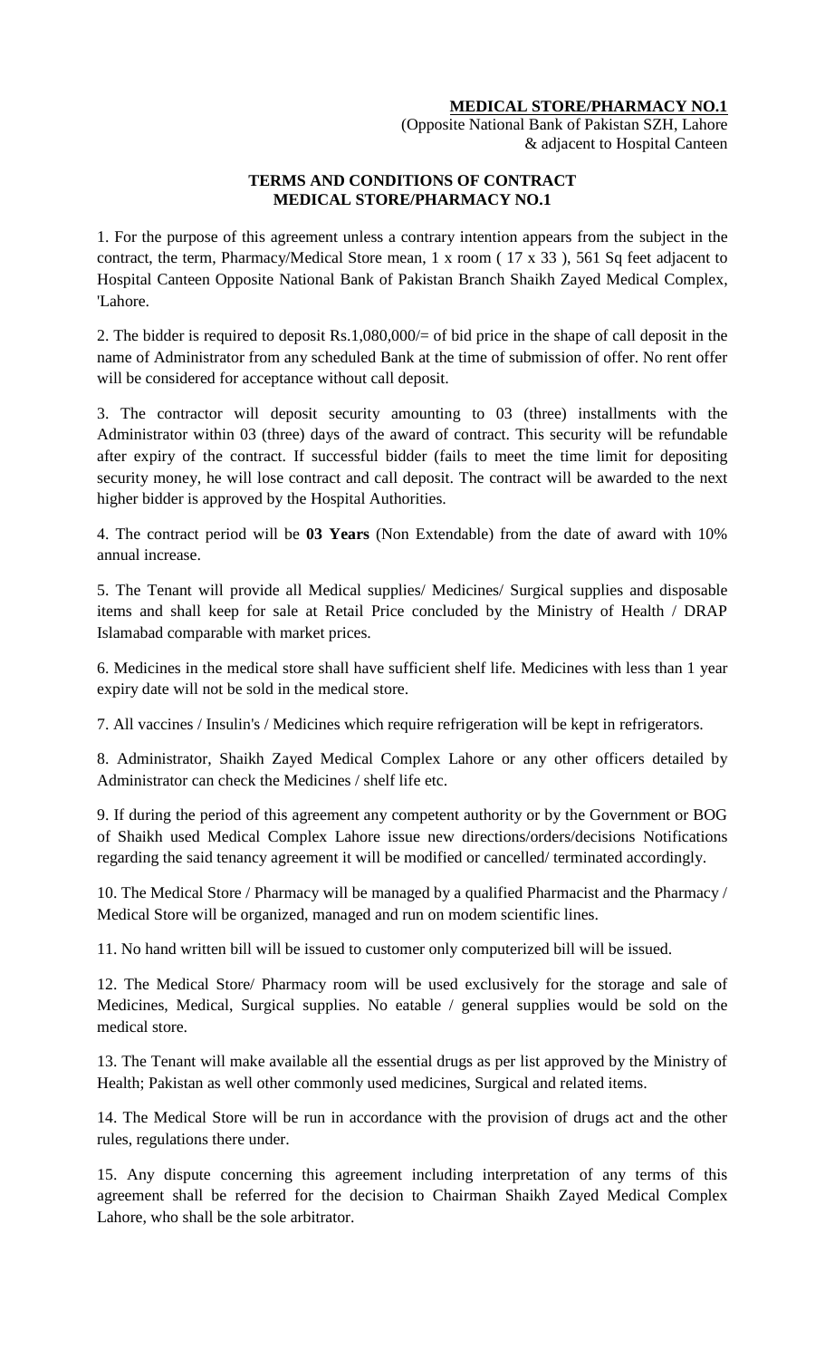**MEDICAL STORE/PHARMACY NO.1**

(Opposite National Bank of Pakistan SZH, Lahore
& adjacent to Hospital Canteen

## TERMS AND CONDITIONS OF CONTRACT
## MEDICAL STORE/PHARMACY NO.1

1. For the purpose of this agreement unless a contrary intention appears from the subject in the contract, the term, Pharmacy/Medical Store mean, 1 x room ( 17 x 33 ), 561 Sq feet adjacent to Hospital Canteen Opposite National Bank of Pakistan Branch Shaikh Zayed Medical Complex, 'Lahore.

2. The bidder is required to deposit Rs.1,080,000/= of bid price in the shape of call deposit in the name of Administrator from any scheduled Bank at the time of submission of offer. No rent offer will be considered for acceptance without call deposit.

3. The contractor will deposit security amounting to 03 (three) installments with the Administrator within 03 (three) days of the award of contract. This security will be refundable after expiry of the contract. If successful bidder (fails to meet the time limit for depositing security money, he will lose contract and call deposit. The contract will be awarded to the next higher bidder is approved by the Hospital Authorities.

4. The contract period will be **03 Years** (Non Extendable) from the date of award with 10% annual increase.

5. The Tenant will provide all Medical supplies/ Medicines/ Surgical supplies and disposable items and shall keep for sale at Retail Price concluded by the Ministry of Health / DRAP Islamabad comparable with market prices.

6. Medicines in the medical store shall have sufficient shelf life. Medicines with less than 1 year expiry date will not be sold in the medical store.

7. All vaccines / Insulin's / Medicines which require refrigeration will be kept in refrigerators.

8. Administrator, Shaikh Zayed Medical Complex Lahore or any other officers detailed by Administrator can check the Medicines / shelf life etc.

9. If during the period of this agreement any competent authority or by the Government or BOG of Shaikh used Medical Complex Lahore issue new directions/orders/decisions Notifications regarding the said tenancy agreement it will be modified or cancelled/ terminated accordingly.

10. The Medical Store / Pharmacy will be managed by a qualified Pharmacist and the Pharmacy / Medical Store will be organized, managed and run on modem scientific lines.

11. No hand written bill will be issued to customer only computerized bill will be issued.

12. The Medical Store/ Pharmacy room will be used exclusively for the storage and sale of Medicines, Medical, Surgical supplies. No eatable / general supplies would be sold on the medical store.

13. The Tenant will make available all the essential drugs as per list approved by the Ministry of Health; Pakistan as well other commonly used medicines, Surgical and related items.

14. The Medical Store will be run in accordance with the provision of drugs act and the other rules, regulations there under.

15. Any dispute concerning this agreement including interpretation of any terms of this agreement shall be referred for the decision to Chairman Shaikh Zayed Medical Complex Lahore, who shall be the sole arbitrator.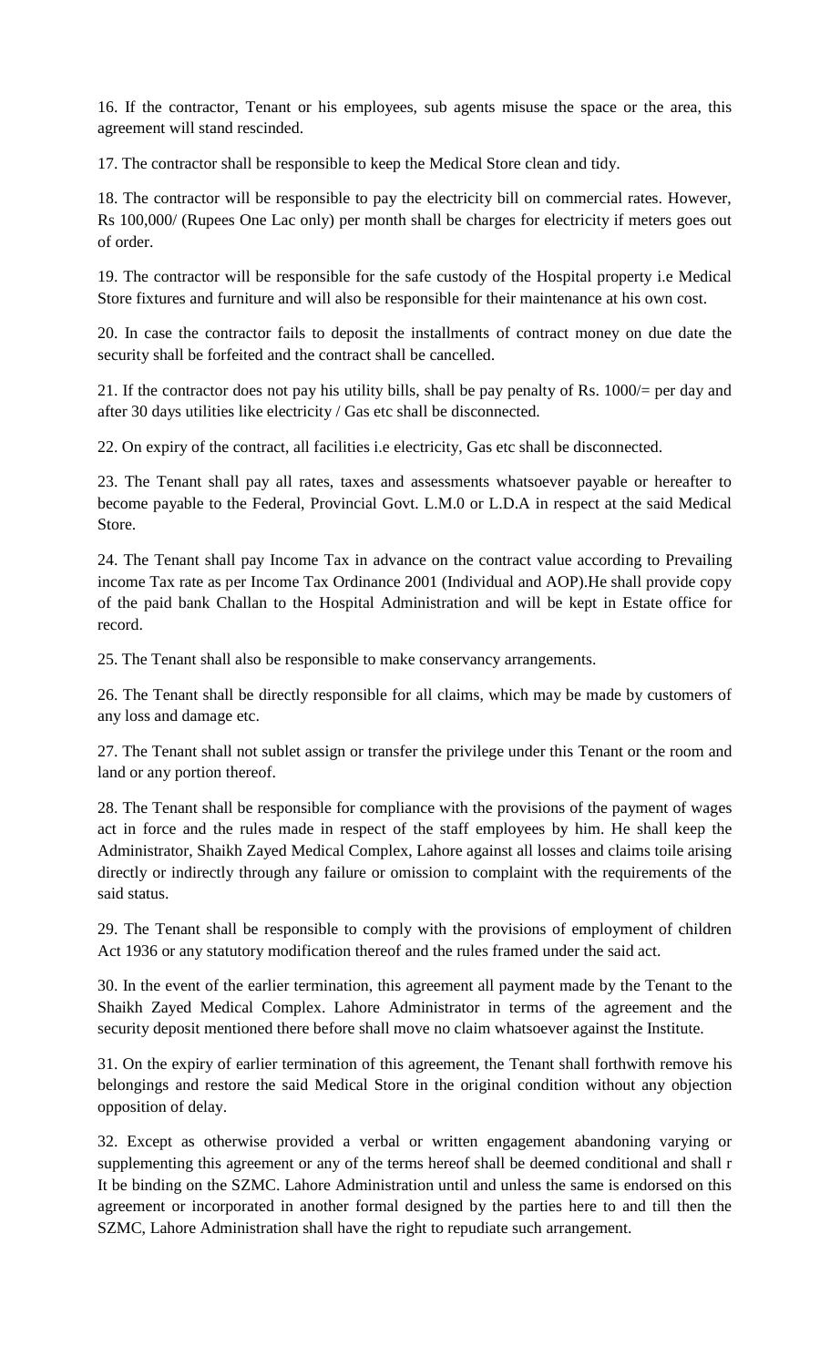16. If the contractor, Tenant or his employees, sub agents misuse the space or the area, this agreement will stand rescinded.

17. The contractor shall be responsible to keep the Medical Store clean and tidy.

18. The contractor will be responsible to pay the electricity bill on commercial rates. However, Rs 100,000/ (Rupees One Lac only) per month shall be charges for electricity if meters goes out of order.

19. The contractor will be responsible for the safe custody of the Hospital property i.e Medical Store fixtures and furniture and will also be responsible for their maintenance at his own cost.

20. In case the contractor fails to deposit the installments of contract money on due date the security shall be forfeited and the contract shall be cancelled.

21. If the contractor does not pay his utility bills, shall be pay penalty of Rs. 1000/= per day and after 30 days utilities like electricity / Gas etc shall be disconnected.

22. On expiry of the contract, all facilities i.e electricity, Gas etc shall be disconnected.

23. The Tenant shall pay all rates, taxes and assessments whatsoever payable or hereafter to become payable to the Federal, Provincial Govt. L.M.0 or L.D.A in respect at the said Medical Store.

24. The Tenant shall pay Income Tax in advance on the contract value according to Prevailing income Tax rate as per Income Tax Ordinance 2001 (Individual and AOP).He shall provide copy of the paid bank Challan to the Hospital Administration and will be kept in Estate office for record.

25. The Tenant shall also be responsible to make conservancy arrangements.

26. The Tenant shall be directly responsible for all claims, which may be made by customers of any loss and damage etc.

27. The Tenant shall not sublet assign or transfer the privilege under this Tenant or the room and land or any portion thereof.

28. The Tenant shall be responsible for compliance with the provisions of the payment of wages act in force and the rules made in respect of the staff employees by him. He shall keep the Administrator, Shaikh Zayed Medical Complex, Lahore against all losses and claims toile arising directly or indirectly through any failure or omission to complaint with the requirements of the said status.

29. The Tenant shall be responsible to comply with the provisions of employment of children Act 1936 or any statutory modification thereof and the rules framed under the said act.

30. In the event of the earlier termination, this agreement all payment made by the Tenant to the Shaikh Zayed Medical Complex. Lahore Administrator in terms of the agreement and the security deposit mentioned there before shall move no claim whatsoever against the Institute.

31. On the expiry of earlier termination of this agreement, the Tenant shall forthwith remove his belongings and restore the said Medical Store in the original condition without any objection opposition of delay.

32. Except as otherwise provided a verbal or written engagement abandoning varying or supplementing this agreement or any of the terms hereof shall be deemed conditional and shall r It be binding on the SZMC. Lahore Administration until and unless the same is endorsed on this agreement or incorporated in another formal designed by the parties here to and till then the SZMC, Lahore Administration shall have the right to repudiate such arrangement.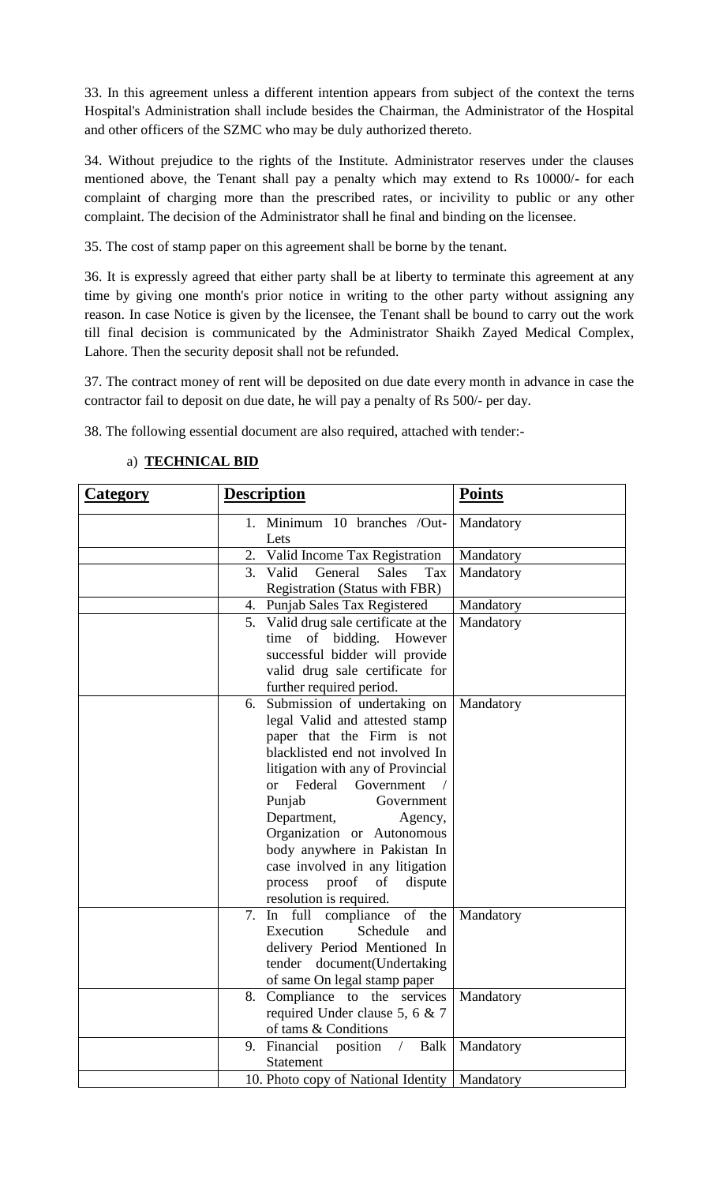33. In this agreement unless a different intention appears from subject of the context the terns Hospital's Administration shall include besides the Chairman, the Administrator of the Hospital and other officers of the SZMC who may be duly authorized thereto.

34. Without prejudice to the rights of the Institute. Administrator reserves under the clauses mentioned above, the Tenant shall pay a penalty which may extend to Rs 10000/- for each complaint of charging more than the prescribed rates, or incivility to public or any other complaint. The decision of the Administrator shall he final and binding on the licensee.

35. The cost of stamp paper on this agreement shall be borne by the tenant.

36. It is expressly agreed that either party shall be at liberty to terminate this agreement at any time by giving one month's prior notice in writing to the other party without assigning any reason. In case Notice is given by the licensee, the Tenant shall be bound to carry out the work till final decision is communicated by the Administrator Shaikh Zayed Medical Complex, Lahore. Then the security deposit shall not be refunded.

37. The contract money of rent will be deposited on due date every month in advance in case the contractor fail to deposit on due date, he will pay a penalty of Rs 500/- per day.

38. The following essential document are also required, attached with tender:-

a) **TECHNICAL BID**

| **Category** | **Description** | **Points** |
|---|---|---|
| | 1. Minimum 10 branches /Out-Lets | Mandatory |
| | 2. Valid Income Tax Registration | Mandatory |
| | 3. Valid General Sales Tax Registration (Status with FBR) | Mandatory |
| | 4. Punjab Sales Tax Registered | Mandatory |
| | 5. Valid drug sale certificate at the time of bidding. However successful bidder will provide valid drug sale certificate for further required period. | Mandatory |
| | 6. Submission of undertaking on legal Valid and attested stamp paper that the Firm is not blacklisted end not involved In litigation with any of Provincial or Federal Government / Punjab Government Department, Agency, Organization or Autonomous body anywhere in Pakistan In case involved in any litigation process proof of dispute resolution is required. | Mandatory |
| | 7. In full compliance of the Execution Schedule and delivery Period Mentioned In tender document(Undertaking of same On legal stamp paper | Mandatory |
| | 8. Compliance to the services required Under clause 5, 6 & 7 of tams & Conditions | Mandatory |
| | 9. Financial position / Balk Statement | Mandatory |
| | 10. Photo copy of National Identity | Mandatory |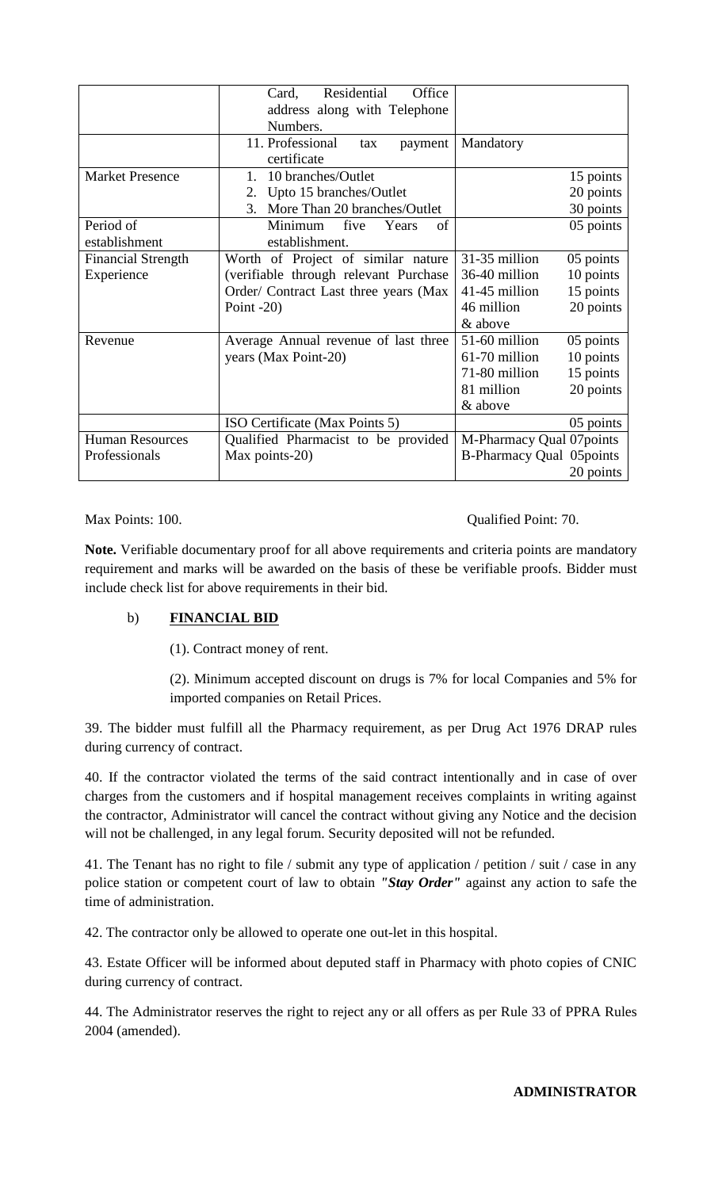| | | |
|---|---|---|
| | Card, Residential Office address along with Telephone Numbers. | |
| | 11. Professional tax payment certificate | Mandatory |
| Market Presence | 1. 10 branches/Outlet<br>2. Upto 15 branches/Outlet<br>3. More Than 20 branches/Outlet | 15 points<br>20 points<br>30 points |
| Period of establishment | Minimum five Years of establishment. | 05 points |
| Financial Strength Experience | Worth of Project of similar nature (verifiable through relevant Purchase Order/ Contract Last three years (Max Point -20) | 31-35 million 05 points<br>36-40 million 10 points<br>41-45 million 15 points<br>46 million & above 20 points |
| Revenue | Average Annual revenue of last three years (Max Point-20) | 51-60 million 05 points<br>61-70 million 10 points<br>71-80 million 15 points<br>81 million & above 20 points |
| | ISO Certificate (Max Points 5) | 05 points |
| Human Resources Professionals | Qualified Pharmacist to be provided Max points-20) | M-Pharmacy Qual 07points<br>B-Pharmacy Qual 05points<br>20 points |

Max Points: 100. Qualified Point: 70.

**Note.** Verifiable documentary proof for all above requirements and criteria points are mandatory requirement and marks will be awarded on the basis of these be verifiable proofs. Bidder must include check list for above requirements in their bid.

b) **FINANCIAL BID**

(1). Contract money of rent.

(2). Minimum accepted discount on drugs is 7% for local Companies and 5% for imported companies on Retail Prices.

39. The bidder must fulfill all the Pharmacy requirement, as per Drug Act 1976 DRAP rules during currency of contract.

40. If the contractor violated the terms of the said contract intentionally and in case of over charges from the customers and if hospital management receives complaints in writing against the contractor, Administrator will cancel the contract without giving any Notice and the decision will not be challenged, in any legal forum. Security deposited will not be refunded.

41. The Tenant has no right to file / submit any type of application / petition / suit / case in any police station or competent court of law to obtain ***"Stay Order"*** against any action to safe the time of administration.

42. The contractor only be allowed to operate one out-let in this hospital.

43. Estate Officer will be informed about deputed staff in Pharmacy with photo copies of CNIC during currency of contract.

44. The Administrator reserves the right to reject any or all offers as per Rule 33 of PPRA Rules 2004 (amended).

**ADMINISTRATOR**